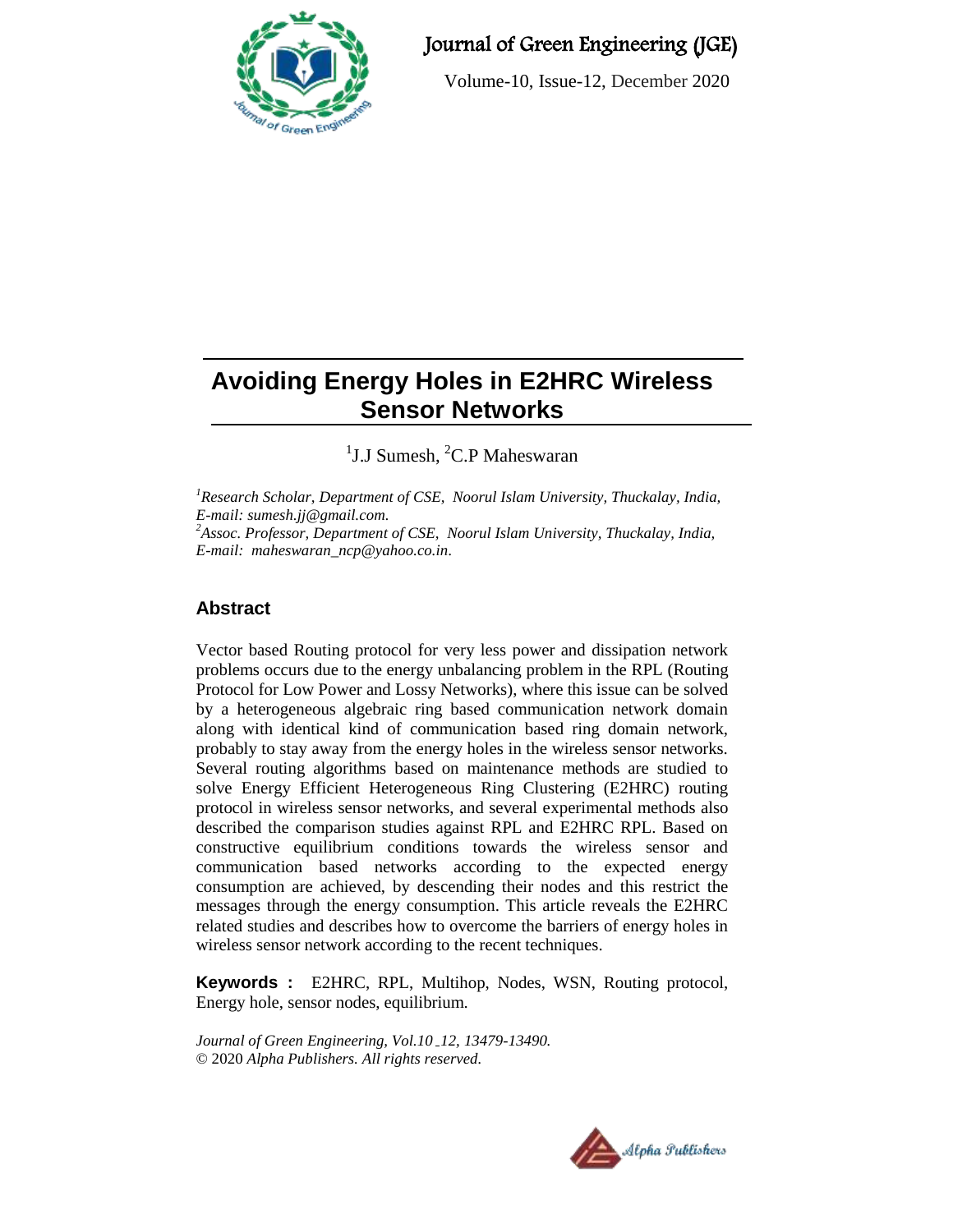# Avoiding Energy Holes in E2HRC Wireless Sensor Networks

[1]J.J Sumesh, [2]C.P Maheswaran

*[1]Research Scholar, Department of CSE, Noorul Islam University, Thuckalay, India, E-mail: sumesh.jj@gmail.com.*
*[2]Assoc. Professor, Department of CSE, Noorul Islam University, Thuckalay, India, E-mail: maheswaran_ncp@yahoo.co.in.*

## Abstract

Vector based Routing protocol for very less power and dissipation network problems occurs due to the energy unbalancing problem in the RPL (Routing Protocol for Low Power and Lossy Networks), where this issue can be solved by a heterogeneous algebraic ring based communication network domain along with identical kind of communication based ring domain network, probably to stay away from the energy holes in the wireless sensor networks. Several routing algorithms based on maintenance methods are studied to solve Energy Efficient Heterogeneous Ring Clustering (E2HRC) routing protocol in wireless sensor networks, and several experimental methods also described the comparison studies against RPL and E2HRC RPL. Based on constructive equilibrium conditions towards the wireless sensor and communication based networks according to the expected energy consumption are achieved, by descending their nodes and this restrict the messages through the energy consumption. This article reveals the E2HRC related studies and describes how to overcome the barriers of energy holes in wireless sensor network according to the recent techniques.

**Keywords :** E2HRC, RPL, Multihop, Nodes, WSN, Routing protocol, Energy hole, sensor nodes, equilibrium.

*Journal of Green Engineering, Vol.10 _12, 13479-13490.*
© 2020 *Alpha Publishers. All rights reserved.*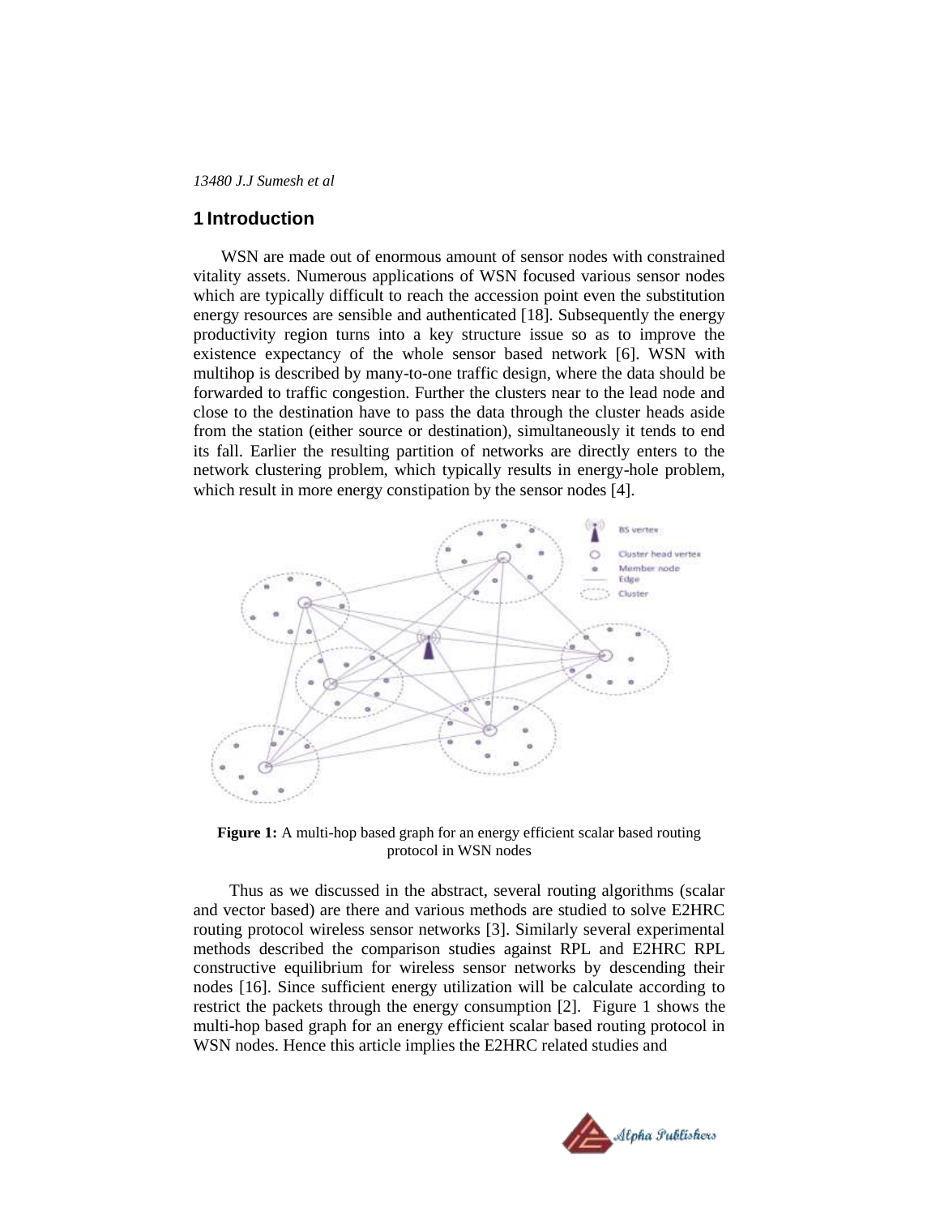## 1 Introduction

WSN are made out of enormous amount of sensor nodes with constrained vitality assets. Numerous applications of WSN focused various sensor nodes which are typically difficult to reach the accession point even the substitution energy resources are sensible and authenticated [18]. Subsequently the energy productivity region turns into a key structure issue so as to improve the existence expectancy of the whole sensor based network [6]. WSN with multihop is described by many-to-one traffic design, where the data should be forwarded to traffic congestion. Further the clusters near to the lead node and close to the destination have to pass the data through the cluster heads aside from the station (either source or destination), simultaneously it tends to end its fall. Earlier the resulting partition of networks are directly enters to the network clustering problem, which typically results in energy-hole problem, which result in more energy constipation by the sensor nodes [4].

**Figure 1:** A multi-hop based graph for an energy efficient scalar based routing protocol in WSN nodes

Thus as we discussed in the abstract, several routing algorithms (scalar and vector based) are there and various methods are studied to solve E2HRC routing protocol wireless sensor networks [3]. Similarly several experimental methods described the comparison studies against RPL and E2HRC RPL constructive equilibrium for wireless sensor networks by descending their nodes [16]. Since sufficient energy utilization will be calculate according to restrict the packets through the energy consumption [2]. Figure 1 shows the multi-hop based graph for an energy efficient scalar based routing protocol in WSN nodes. Hence this article implies the E2HRC related studies and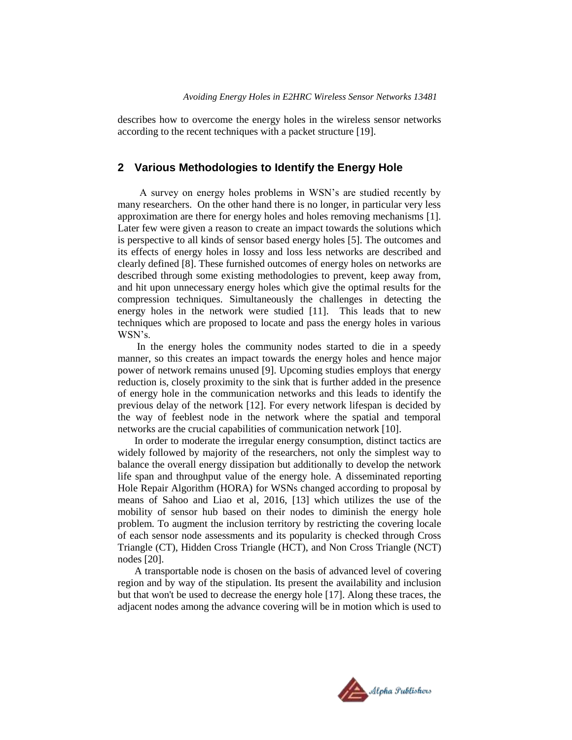describes how to overcome the energy holes in the wireless sensor networks according to the recent techniques with a packet structure [19].

## 2 Various Methodologies to Identify the Energy Hole

A survey on energy holes problems in WSN's are studied recently by many researchers. On the other hand there is no longer, in particular very less approximation are there for energy holes and holes removing mechanisms [1]. Later few were given a reason to create an impact towards the solutions which is perspective to all kinds of sensor based energy holes [5]. The outcomes and its effects of energy holes in lossy and loss less networks are described and clearly defined [8]. These furnished outcomes of energy holes on networks are described through some existing methodologies to prevent, keep away from, and hit upon unnecessary energy holes which give the optimal results for the compression techniques. Simultaneously the challenges in detecting the energy holes in the network were studied [11]. This leads that to new techniques which are proposed to locate and pass the energy holes in various WSN's.

In the energy holes the community nodes started to die in a speedy manner, so this creates an impact towards the energy holes and hence major power of network remains unused [9]. Upcoming studies employs that energy reduction is, closely proximity to the sink that is further added in the presence of energy hole in the communication networks and this leads to identify the previous delay of the network [12]. For every network lifespan is decided by the way of feeblest node in the network where the spatial and temporal networks are the crucial capabilities of communication network [10].

In order to moderate the irregular energy consumption, distinct tactics are widely followed by majority of the researchers, not only the simplest way to balance the overall energy dissipation but additionally to develop the network life span and throughput value of the energy hole. A disseminated reporting Hole Repair Algorithm (HORA) for WSNs changed according to proposal by means of Sahoo and Liao et al, 2016, [13] which utilizes the use of the mobility of sensor hub based on their nodes to diminish the energy hole problem. To augment the inclusion territory by restricting the covering locale of each sensor node assessments and its popularity is checked through Cross Triangle (CT), Hidden Cross Triangle (HCT), and Non Cross Triangle (NCT) nodes [20].

A transportable node is chosen on the basis of advanced level of covering region and by way of the stipulation. Its present the availability and inclusion but that won't be used to decrease the energy hole [17]. Along these traces, the adjacent nodes among the advance covering will be in motion which is used to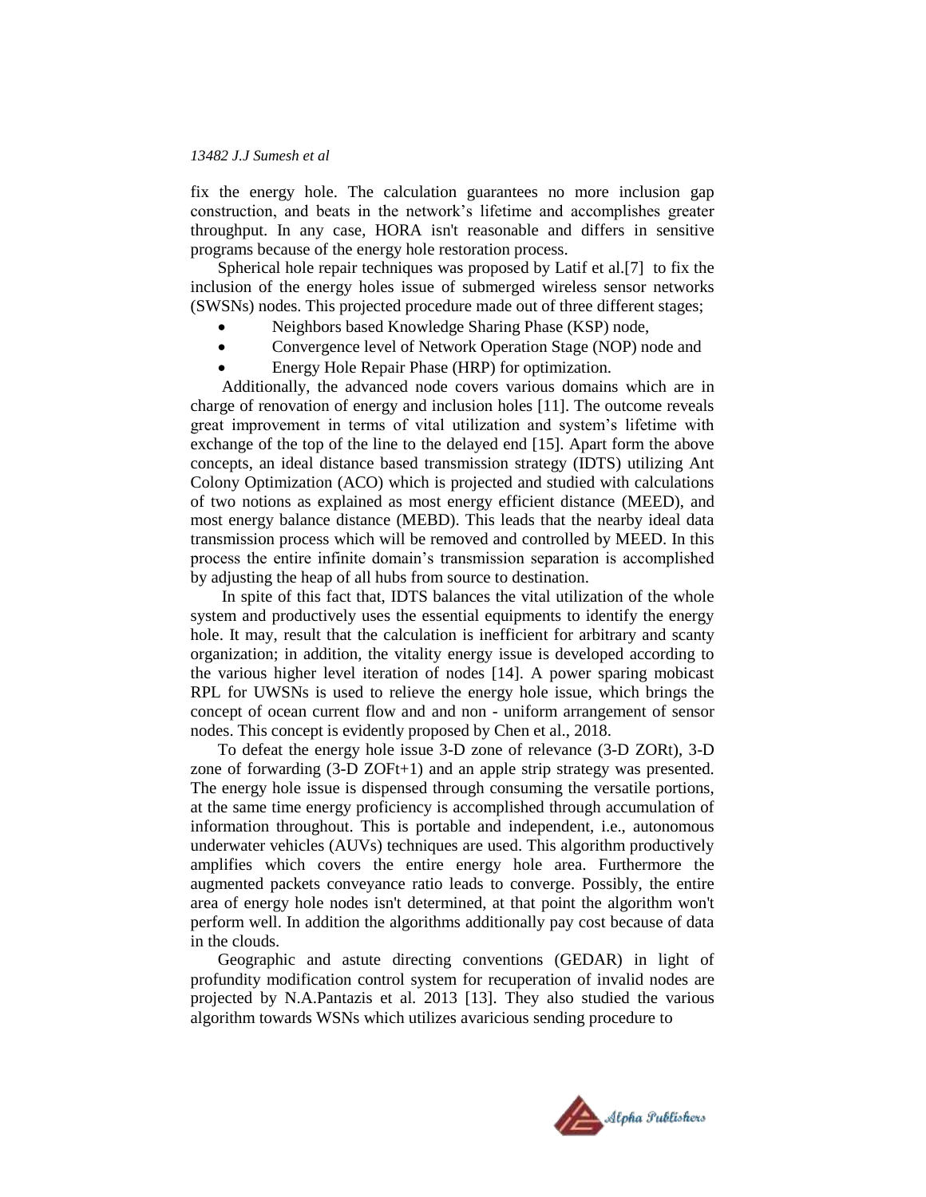fix the energy hole. The calculation guarantees no more inclusion gap construction, and beats in the network's lifetime and accomplishes greater throughput. In any case, HORA isn't reasonable and differs in sensitive programs because of the energy hole restoration process.

Spherical hole repair techniques was proposed by Latif et al.[7] to fix the inclusion of the energy holes issue of submerged wireless sensor networks (SWSNs) nodes. This projected procedure made out of three different stages;

- Neighbors based Knowledge Sharing Phase (KSP) node,
- Convergence level of Network Operation Stage (NOP) node and
- Energy Hole Repair Phase (HRP) for optimization.

Additionally, the advanced node covers various domains which are in charge of renovation of energy and inclusion holes [11]. The outcome reveals great improvement in terms of vital utilization and system's lifetime with exchange of the top of the line to the delayed end [15]. Apart form the above concepts, an ideal distance based transmission strategy (IDTS) utilizing Ant Colony Optimization (ACO) which is projected and studied with calculations of two notions as explained as most energy efficient distance (MEED), and most energy balance distance (MEBD). This leads that the nearby ideal data transmission process which will be removed and controlled by MEED. In this process the entire infinite domain's transmission separation is accomplished by adjusting the heap of all hubs from source to destination.

In spite of this fact that, IDTS balances the vital utilization of the whole system and productively uses the essential equipments to identify the energy hole. It may, result that the calculation is inefficient for arbitrary and scanty organization; in addition, the vitality energy issue is developed according to the various higher level iteration of nodes [14]. A power sparing mobicast RPL for UWSNs is used to relieve the energy hole issue, which brings the concept of ocean current flow and and non - uniform arrangement of sensor nodes. This concept is evidently proposed by Chen et al., 2018.

To defeat the energy hole issue 3-D zone of relevance (3-D ZORt), 3-D zone of forwarding (3-D ZOFt+1) and an apple strip strategy was presented. The energy hole issue is dispensed through consuming the versatile portions, at the same time energy proficiency is accomplished through accumulation of information throughout. This is portable and independent, i.e., autonomous underwater vehicles (AUVs) techniques are used. This algorithm productively amplifies which covers the entire energy hole area. Furthermore the augmented packets conveyance ratio leads to converge. Possibly, the entire area of energy hole nodes isn't determined, at that point the algorithm won't perform well. In addition the algorithms additionally pay cost because of data in the clouds.

Geographic and astute directing conventions (GEDAR) in light of profundity modification control system for recuperation of invalid nodes are projected by N.A.Pantazis et al. 2013 [13]. They also studied the various algorithm towards WSNs which utilizes avaricious sending procedure to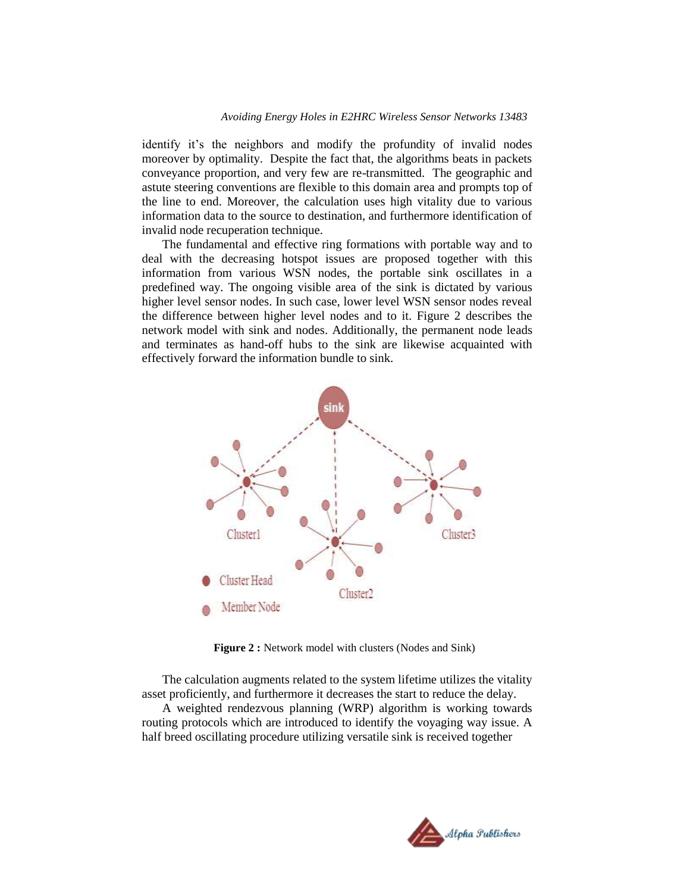identify it's the neighbors and modify the profundity of invalid nodes moreover by optimality. Despite the fact that, the algorithms beats in packets conveyance proportion, and very few are re-transmitted. The geographic and astute steering conventions are flexible to this domain area and prompts top of the line to end. Moreover, the calculation uses high vitality due to various information data to the source to destination, and furthermore identification of invalid node recuperation technique.

The fundamental and effective ring formations with portable way and to deal with the decreasing hotspot issues are proposed together with this information from various WSN nodes, the portable sink oscillates in a predefined way. The ongoing visible area of the sink is dictated by various higher level sensor nodes. In such case, lower level WSN sensor nodes reveal the difference between higher level nodes and to it. Figure 2 describes the network model with sink and nodes. Additionally, the permanent node leads and terminates as hand-off hubs to the sink are likewise acquainted with effectively forward the information bundle to sink.

**Figure 2 :** Network model with clusters (Nodes and Sink)

The calculation augments related to the system lifetime utilizes the vitality asset proficiently, and furthermore it decreases the start to reduce the delay.

A weighted rendezvous planning (WRP) algorithm is working towards routing protocols which are introduced to identify the voyaging way issue. A half breed oscillating procedure utilizing versatile sink is received together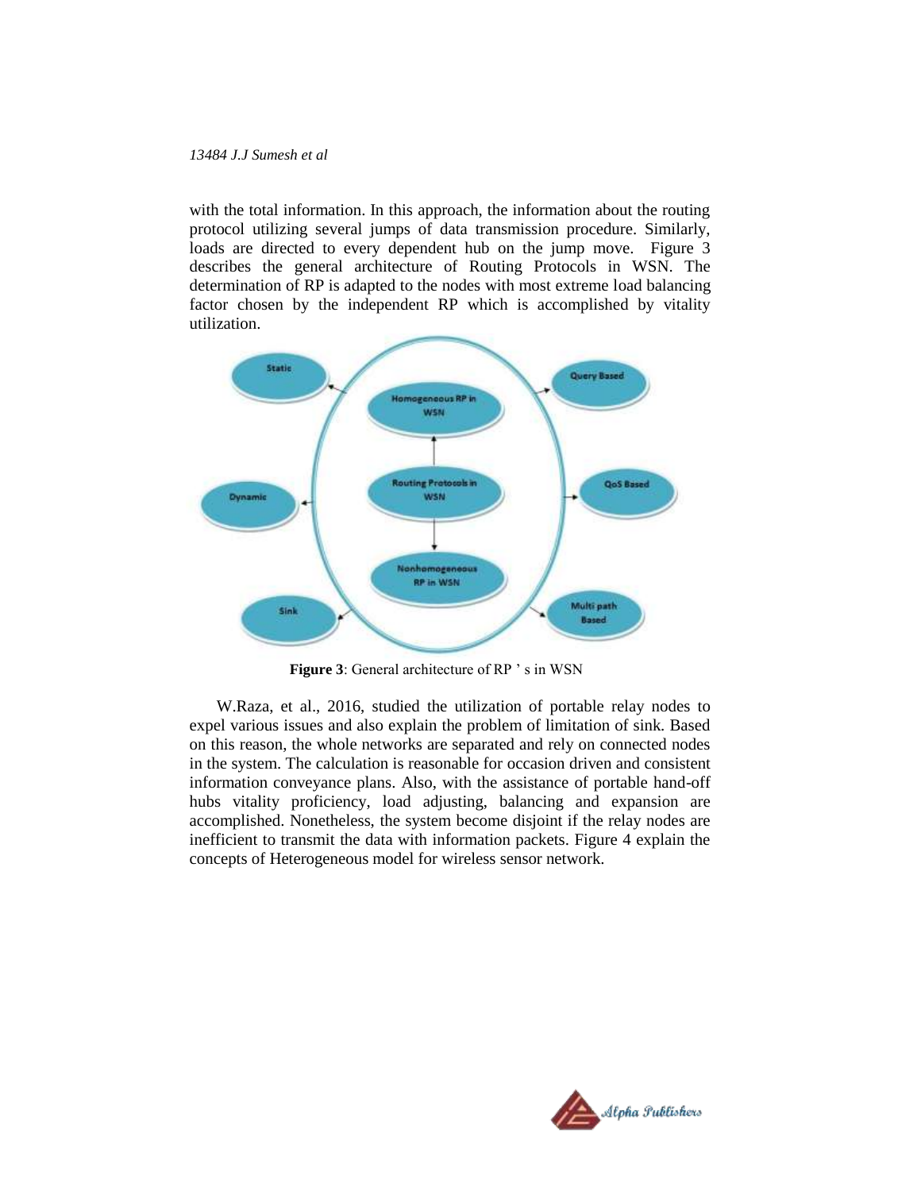with the total information. In this approach, the information about the routing protocol utilizing several jumps of data transmission procedure. Similarly, loads are directed to every dependent hub on the jump move. Figure 3 describes the general architecture of Routing Protocols in WSN. The determination of RP is adapted to the nodes with most extreme load balancing factor chosen by the independent RP which is accomplished by vitality utilization.

**Figure 3**: General architecture of RP ' s in WSN

W.Raza, et al., 2016, studied the utilization of portable relay nodes to expel various issues and also explain the problem of limitation of sink. Based on this reason, the whole networks are separated and rely on connected nodes in the system. The calculation is reasonable for occasion driven and consistent information conveyance plans. Also, with the assistance of portable hand-off hubs vitality proficiency, load adjusting, balancing and expansion are accomplished. Nonetheless, the system become disjoint if the relay nodes are inefficient to transmit the data with information packets. Figure 4 explain the concepts of Heterogeneous model for wireless sensor network.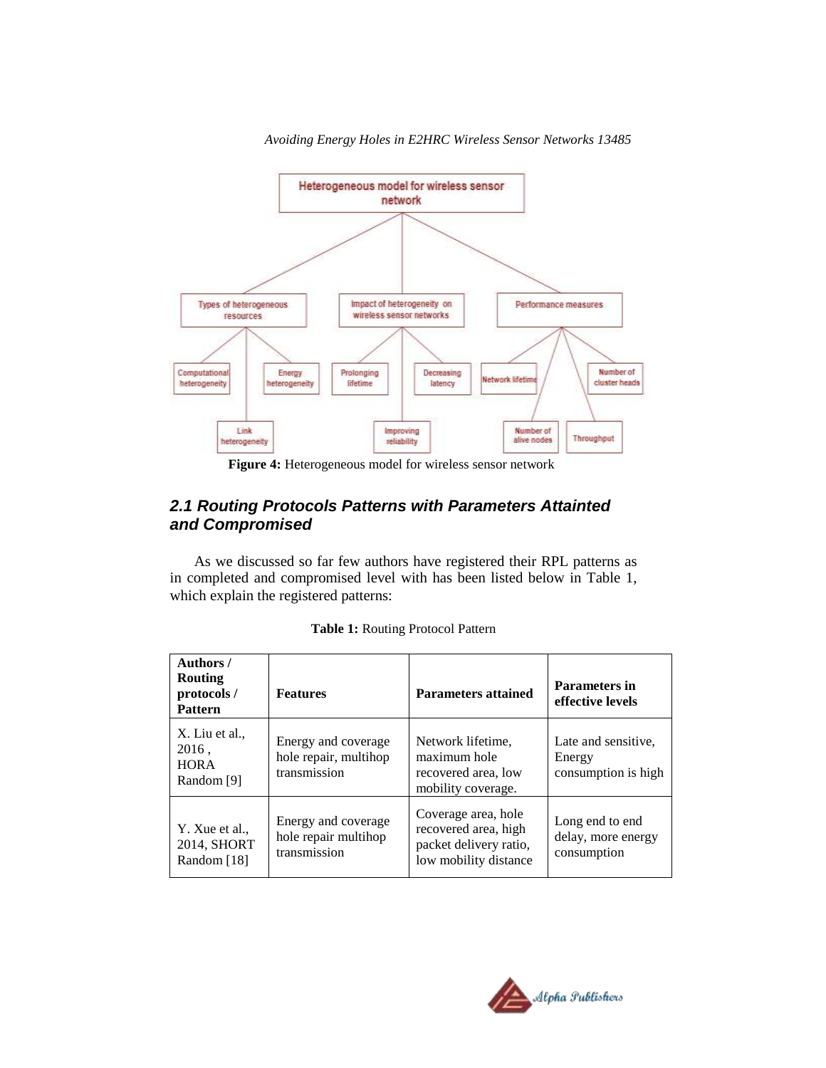**Figure 4:** Heterogeneous model for wireless sensor network

### *2.1 Routing Protocols Patterns with Parameters Attainted and Compromised*

As we discussed so far few authors have registered their RPL patterns as in completed and compromised level with has been listed below in Table 1, which explain the registered patterns:

**Table 1:** Routing Protocol Pattern

| **Authors / Routing protocols / Pattern** | **Features** | **Parameters attained** | **Parameters in effective levels** |
|---|---|---|---|
| X. Liu et al., 2016 , HORA Random [9] | Energy and coverage hole repair, multihop transmission | Network lifetime, maximum hole recovered area, low mobility coverage. | Late and sensitive, Energy consumption is high |
| Y. Xue et al., 2014, SHORT Random [18] | Energy and coverage hole repair multihop transmission | Coverage area, hole recovered area, high packet delivery ratio, low mobility distance | Long end to end delay, more energy consumption |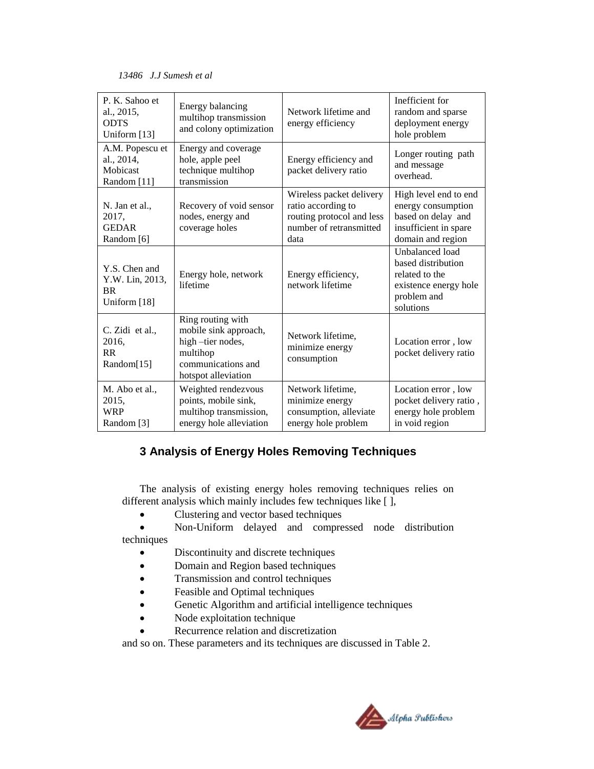| P. K. Sahoo et al., 2015, ODTS Uniform [13] | Energy balancing multihop transmission and colony optimization | Network lifetime and energy efficiency | Inefficient for random and sparse deployment energy hole problem |
|---|---|---|---|
| A.M. Popescu et al., 2014, Mobicast Random [11] | Energy and coverage hole, apple peel technique multihop transmission | Energy efficiency and packet delivery ratio | Longer routing path and message overhead. |
| N. Jan et al., 2017, GEDAR Random [6] | Recovery of void sensor nodes, energy and coverage holes | Wireless packet delivery ratio according to routing protocol and less number of retransmitted data | High level end to end energy consumption based on delay and insufficient in spare domain and region |
| Y.S. Chen and Y.W. Lin, 2013, BR Uniform [18] | Energy hole, network lifetime | Energy efficiency, network lifetime | Unbalanced load based distribution related to the existence energy hole problem and solutions |
| C. Zidi et al., 2016, RR Random[15] | Ring routing with mobile sink approach, high –tier nodes, multihop communications and hotspot alleviation | Network lifetime, minimize energy consumption | Location error , low pocket delivery ratio |
| M. Abo et al., 2015, WRP Random [3] | Weighted rendezvous points, mobile sink, multihop transmission, energy hole alleviation | Network lifetime, minimize energy consumption, alleviate energy hole problem | Location error , low pocket delivery ratio , energy hole problem in void region |

## 3 Analysis of Energy Holes Removing Techniques

The analysis of existing energy holes removing techniques relies on different analysis which mainly includes few techniques like [ ],

- Clustering and vector based techniques
- Non-Uniform delayed and compressed node distribution techniques
- Discontinuity and discrete techniques
- Domain and Region based techniques
- Transmission and control techniques
- Feasible and Optimal techniques
- Genetic Algorithm and artificial intelligence techniques
- Node exploitation technique
- Recurrence relation and discretization

and so on. These parameters and its techniques are discussed in Table 2.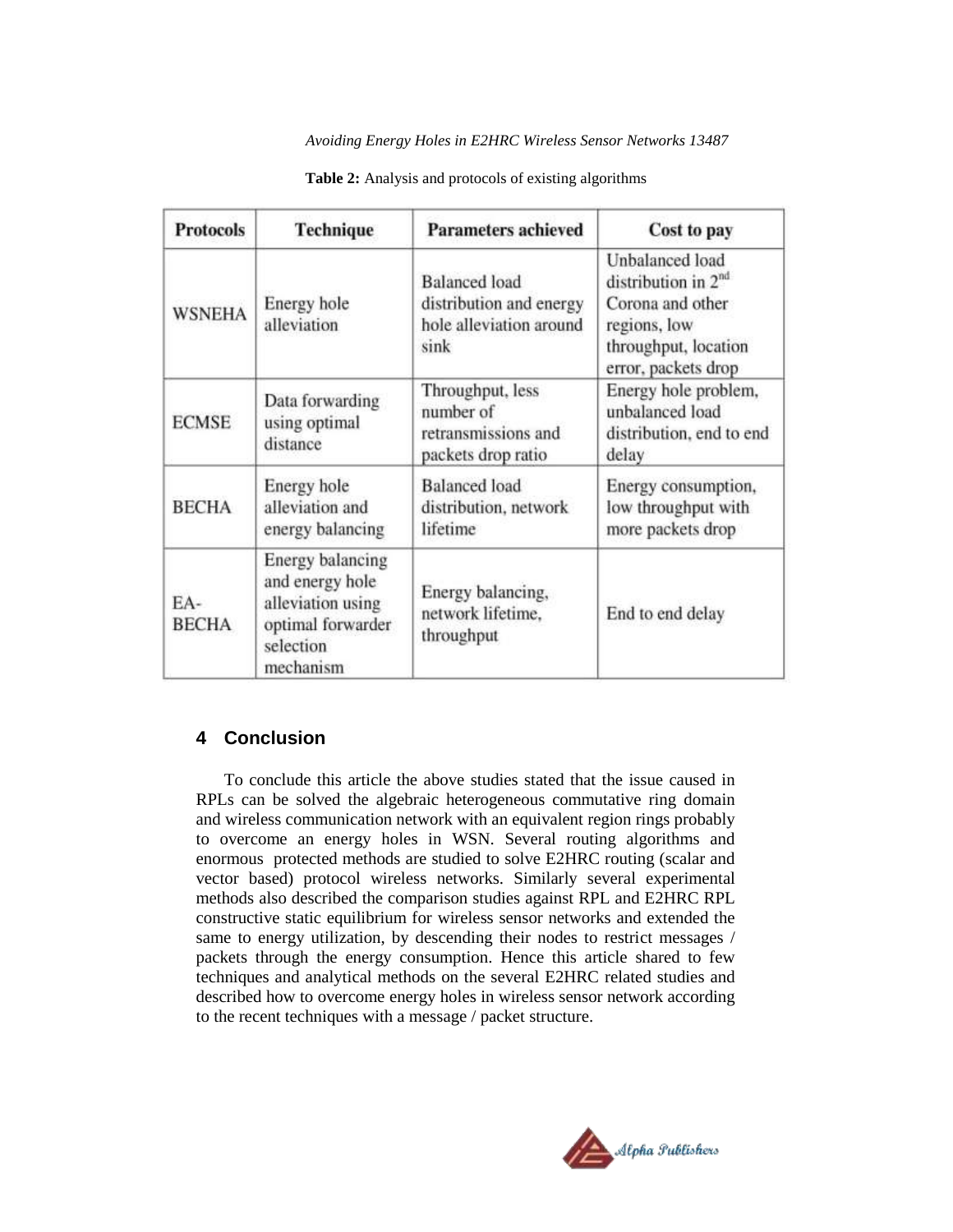**Table 2:** Analysis and protocols of existing algorithms

| Protocols | Technique | Parameters achieved | Cost to pay |
|---|---|---|---|
| WSNEHA | Energy hole alleviation | Balanced load distribution and energy hole alleviation around sink | Unbalanced load distribution in 2nd Corona and other regions, low throughput, location error, packets drop |
| ECMSE | Data forwarding using optimal distance | Throughput, less number of retransmissions and packets drop ratio | Energy hole problem, unbalanced load distribution, end to end delay |
| BECHA | Energy hole alleviation and energy balancing | Balanced load distribution, network lifetime | Energy consumption, low throughput with more packets drop |
| EA-BECHA | Energy balancing and energy hole alleviation using optimal forwarder selection mechanism | Energy balancing, network lifetime, throughput | End to end delay |

## 4 Conclusion

To conclude this article the above studies stated that the issue caused in RPLs can be solved the algebraic heterogeneous commutative ring domain and wireless communication network with an equivalent region rings probably to overcome an energy holes in WSN. Several routing algorithms and enormous protected methods are studied to solve E2HRC routing (scalar and vector based) protocol wireless networks. Similarly several experimental methods also described the comparison studies against RPL and E2HRC RPL constructive static equilibrium for wireless sensor networks and extended the same to energy utilization, by descending their nodes to restrict messages / packets through the energy consumption. Hence this article shared to few techniques and analytical methods on the several E2HRC related studies and described how to overcome energy holes in wireless sensor network according to the recent techniques with a message / packet structure.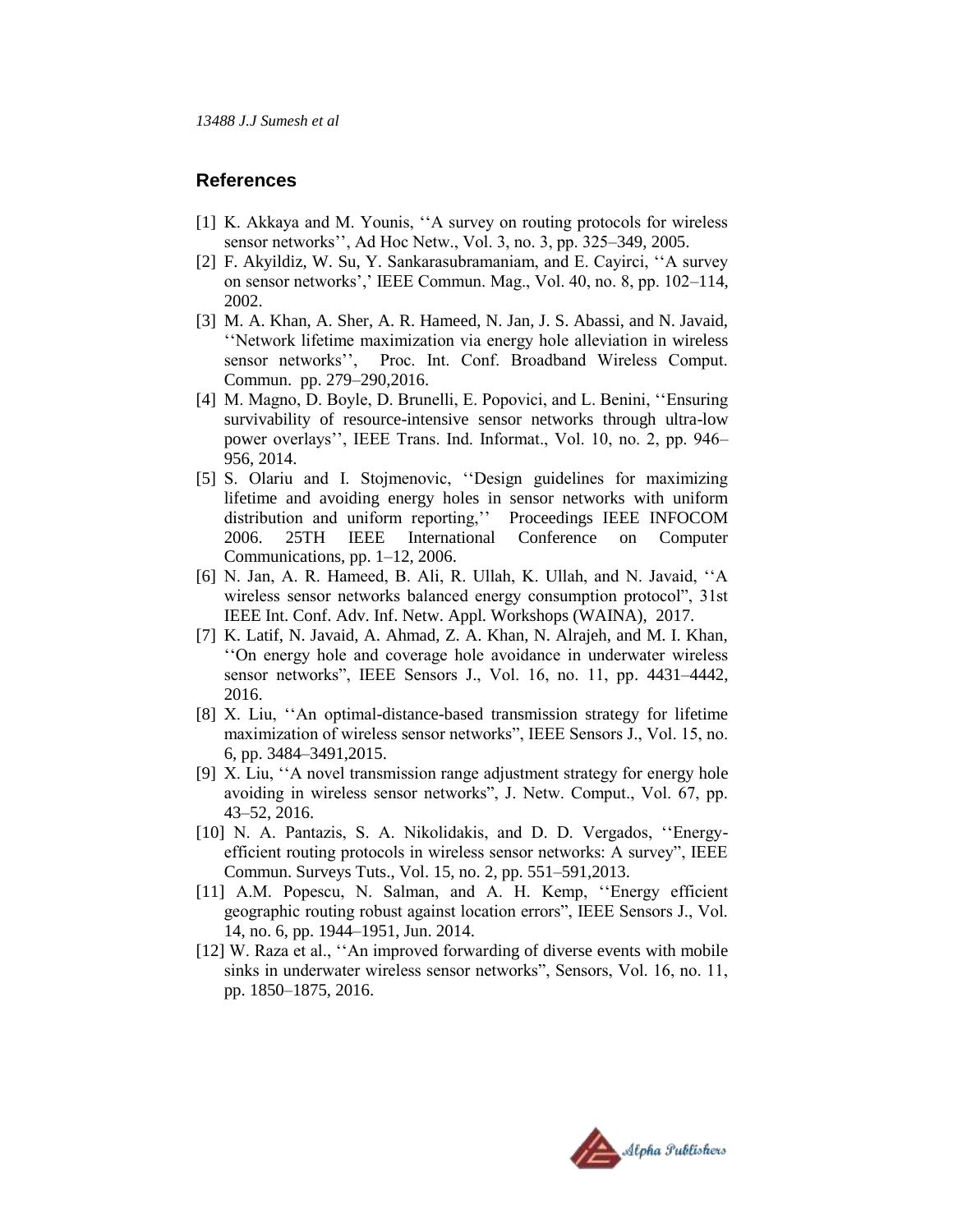## References

[1] K. Akkaya and M. Younis, ''A survey on routing protocols for wireless sensor networks'', Ad Hoc Netw., Vol. 3, no. 3, pp. 325–349, 2005.

[2] F. Akyildiz, W. Su, Y. Sankarasubramaniam, and E. Cayirci, ''A survey on sensor networks',' IEEE Commun. Mag., Vol. 40, no. 8, pp. 102–114, 2002.

[3] M. A. Khan, A. Sher, A. R. Hameed, N. Jan, J. S. Abassi, and N. Javaid, ''Network lifetime maximization via energy hole alleviation in wireless sensor networks'', Proc. Int. Conf. Broadband Wireless Comput. Commun. pp. 279–290,2016.

[4] M. Magno, D. Boyle, D. Brunelli, E. Popovici, and L. Benini, ''Ensuring survivability of resource-intensive sensor networks through ultra-low power overlays'', IEEE Trans. Ind. Informat., Vol. 10, no. 2, pp. 946–956, 2014.

[5] S. Olariu and I. Stojmenovic, ''Design guidelines for maximizing lifetime and avoiding energy holes in sensor networks with uniform distribution and uniform reporting,'' Proceedings IEEE INFOCOM 2006. 25TH IEEE International Conference on Computer Communications, pp. 1–12, 2006.

[6] N. Jan, A. R. Hameed, B. Ali, R. Ullah, K. Ullah, and N. Javaid, ''A wireless sensor networks balanced energy consumption protocol", 31st IEEE Int. Conf. Adv. Inf. Netw. Appl. Workshops (WAINA), 2017.

[7] K. Latif, N. Javaid, A. Ahmad, Z. A. Khan, N. Alrajeh, and M. I. Khan, ''On energy hole and coverage hole avoidance in underwater wireless sensor networks", IEEE Sensors J., Vol. 16, no. 11, pp. 4431–4442, 2016.

[8] X. Liu, ''An optimal-distance-based transmission strategy for lifetime maximization of wireless sensor networks", IEEE Sensors J., Vol. 15, no. 6, pp. 3484–3491,2015.

[9] X. Liu, ''A novel transmission range adjustment strategy for energy hole avoiding in wireless sensor networks", J. Netw. Comput., Vol. 67, pp. 43–52, 2016.

[10] N. A. Pantazis, S. A. Nikolidakis, and D. D. Vergados, ''Energy-efficient routing protocols in wireless sensor networks: A survey", IEEE Commun. Surveys Tuts., Vol. 15, no. 2, pp. 551–591,2013.

[11] A.M. Popescu, N. Salman, and A. H. Kemp, ''Energy efficient geographic routing robust against location errors", IEEE Sensors J., Vol. 14, no. 6, pp. 1944–1951, Jun. 2014.

[12] W. Raza et al., ''An improved forwarding of diverse events with mobile sinks in underwater wireless sensor networks", Sensors, Vol. 16, no. 11, pp. 1850–1875, 2016.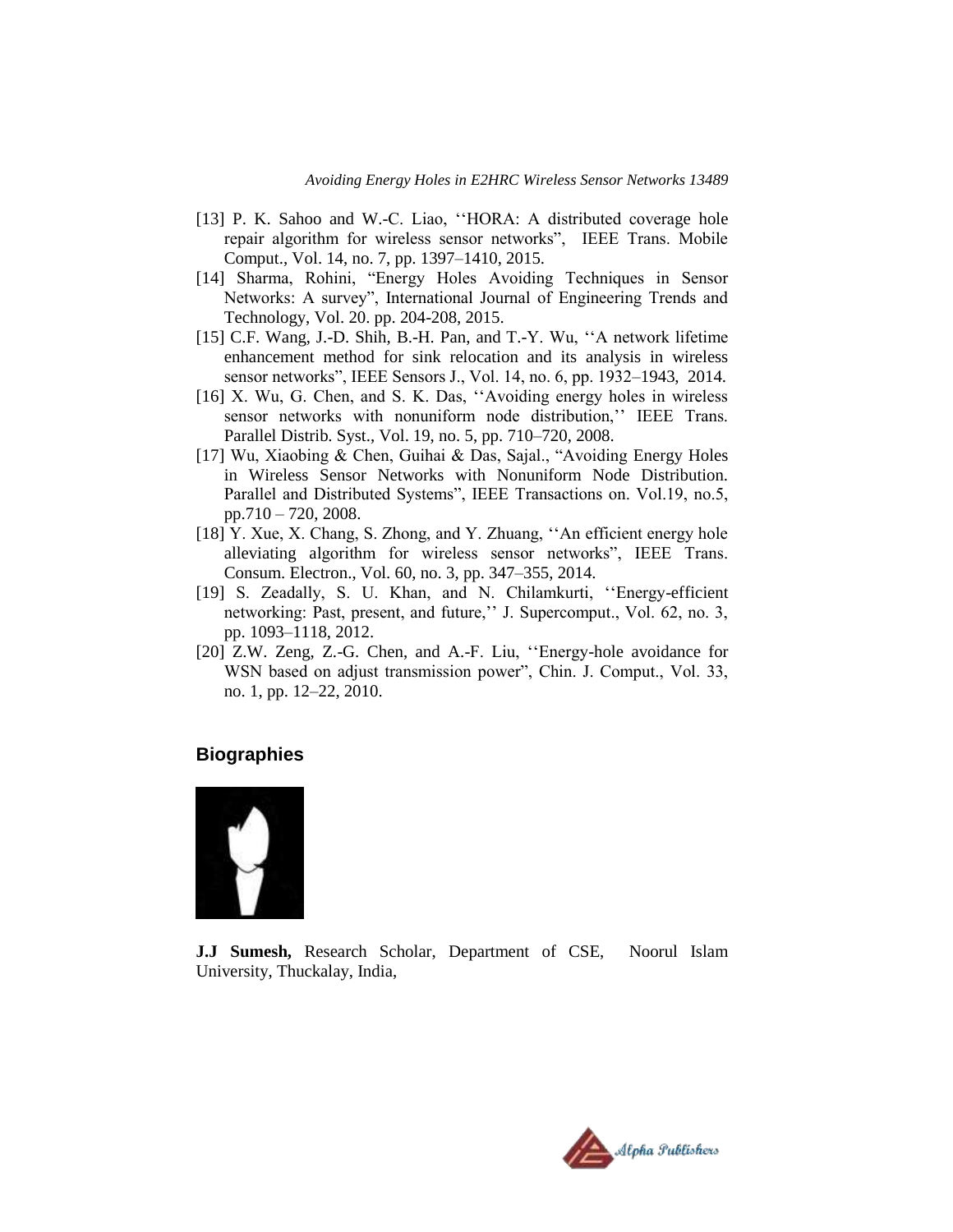[13] P. K. Sahoo and W.-C. Liao, ''HORA: A distributed coverage hole repair algorithm for wireless sensor networks", IEEE Trans. Mobile Comput., Vol. 14, no. 7, pp. 1397–1410, 2015.

[14] Sharma, Rohini, "Energy Holes Avoiding Techniques in Sensor Networks: A survey", International Journal of Engineering Trends and Technology, Vol. 20. pp. 204-208, 2015.

[15] C.F. Wang, J.-D. Shih, B.-H. Pan, and T.-Y. Wu, ''A network lifetime enhancement method for sink relocation and its analysis in wireless sensor networks", IEEE Sensors J., Vol. 14, no. 6, pp. 1932–1943, 2014.

[16] X. Wu, G. Chen, and S. K. Das, ''Avoiding energy holes in wireless sensor networks with nonuniform node distribution,'' IEEE Trans. Parallel Distrib. Syst., Vol. 19, no. 5, pp. 710–720, 2008.

[17] Wu, Xiaobing & Chen, Guihai & Das, Sajal., "Avoiding Energy Holes in Wireless Sensor Networks with Nonuniform Node Distribution. Parallel and Distributed Systems", IEEE Transactions on. Vol.19, no.5, pp.710 – 720, 2008.

[18] Y. Xue, X. Chang, S. Zhong, and Y. Zhuang, ''An efficient energy hole alleviating algorithm for wireless sensor networks", IEEE Trans. Consum. Electron., Vol. 60, no. 3, pp. 347–355, 2014.

[19] S. Zeadally, S. U. Khan, and N. Chilamkurti, ''Energy-efficient networking: Past, present, and future,'' J. Supercomput., Vol. 62, no. 3, pp. 1093–1118, 2012.

[20] Z.W. Zeng, Z.-G. Chen, and A.-F. Liu, ''Energy-hole avoidance for WSN based on adjust transmission power", Chin. J. Comput., Vol. 33, no. 1, pp. 12–22, 2010.

## Biographies

**J.J Sumesh,** Research Scholar, Department of CSE, Noorul Islam University, Thuckalay, India,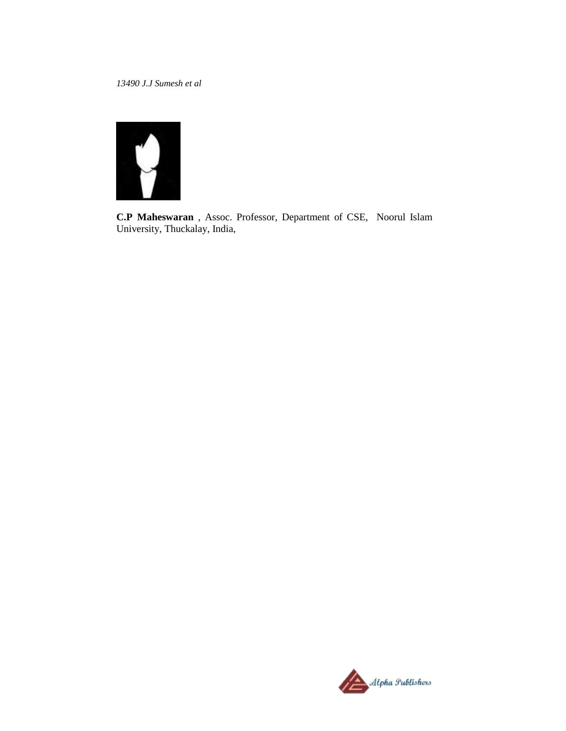**C.P Maheswaran** , Assoc. Professor, Department of CSE, Noorul Islam University, Thuckalay, India,